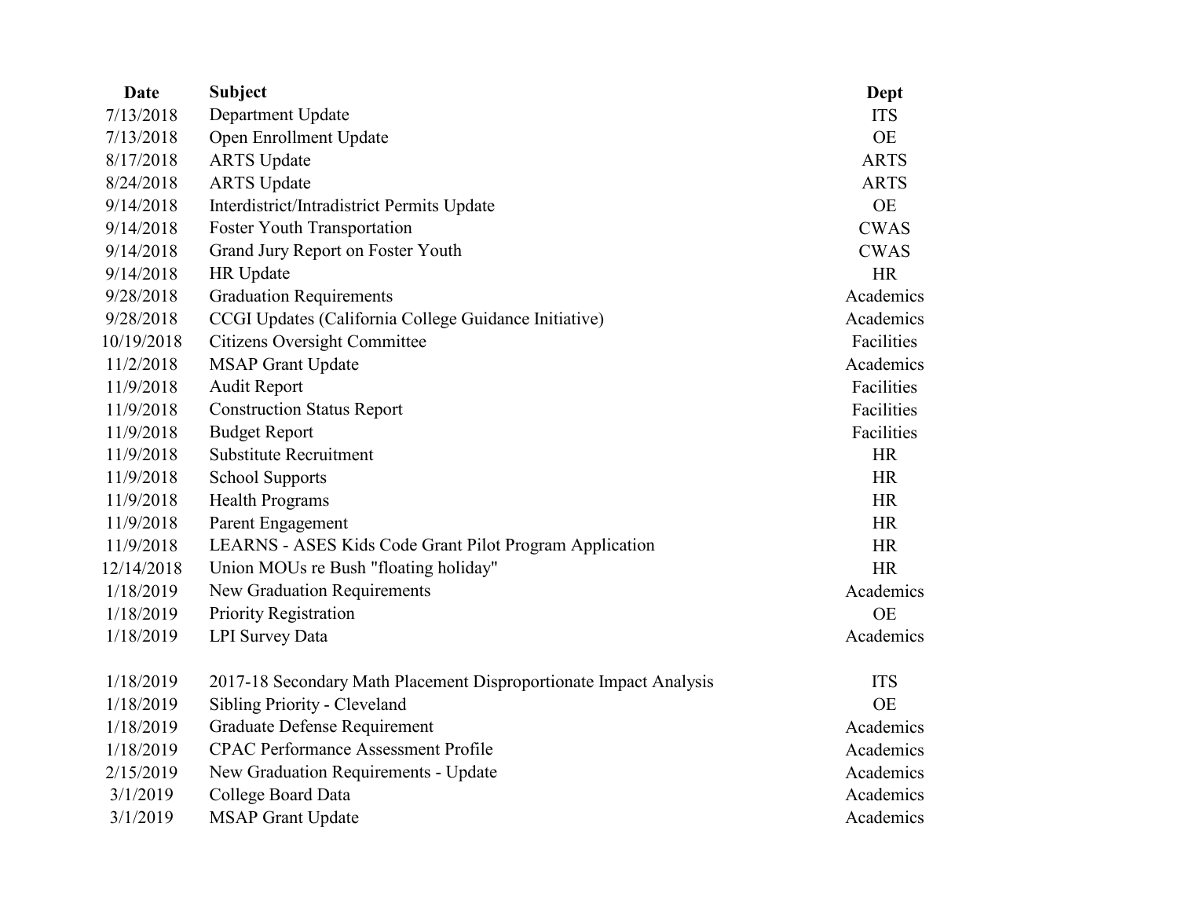| Date | Subject | Dept |
| --- | --- | --- |
| 7/13/2018 | Department Update | ITS |
| 7/13/2018 | Open Enrollment Update | OE |
| 8/17/2018 | ARTS Update | ARTS |
| 8/24/2018 | ARTS Update | ARTS |
| 9/14/2018 | Interdistrict/Intradistrict Permits Update | OE |
| 9/14/2018 | Foster Youth Transportation | CWAS |
| 9/14/2018 | Grand Jury Report on Foster Youth | CWAS |
| 9/14/2018 | HR Update | HR |
| 9/28/2018 | Graduation Requirements | Academics |
| 9/28/2018 | CCGI Updates (California College Guidance Initiative) | Academics |
| 10/19/2018 | Citizens Oversight Committee | Facilities |
| 11/2/2018 | MSAP Grant Update | Academics |
| 11/9/2018 | Audit Report | Facilities |
| 11/9/2018 | Construction Status Report | Facilities |
| 11/9/2018 | Budget Report | Facilities |
| 11/9/2018 | Substitute Recruitment | HR |
| 11/9/2018 | School Supports | HR |
| 11/9/2018 | Health Programs | HR |
| 11/9/2018 | Parent Engagement | HR |
| 11/9/2018 | LEARNS - ASES Kids Code Grant Pilot Program Application | HR |
| 12/14/2018 | Union MOUs re Bush "floating holiday" | HR |
| 1/18/2019 | New Graduation Requirements | Academics |
| 1/18/2019 | Priority Registration | OE |
| 1/18/2019 | LPI Survey Data | Academics |
| 1/18/2019 | 2017-18 Secondary Math Placement Disproportionate Impact Analysis | ITS |
| 1/18/2019 | Sibling Priority - Cleveland | OE |
| 1/18/2019 | Graduate Defense Requirement | Academics |
| 1/18/2019 | CPAC Performance Assessment Profile | Academics |
| 2/15/2019 | New Graduation Requirements - Update | Academics |
| 3/1/2019 | College Board Data | Academics |
| 3/1/2019 | MSAP Grant Update | Academics |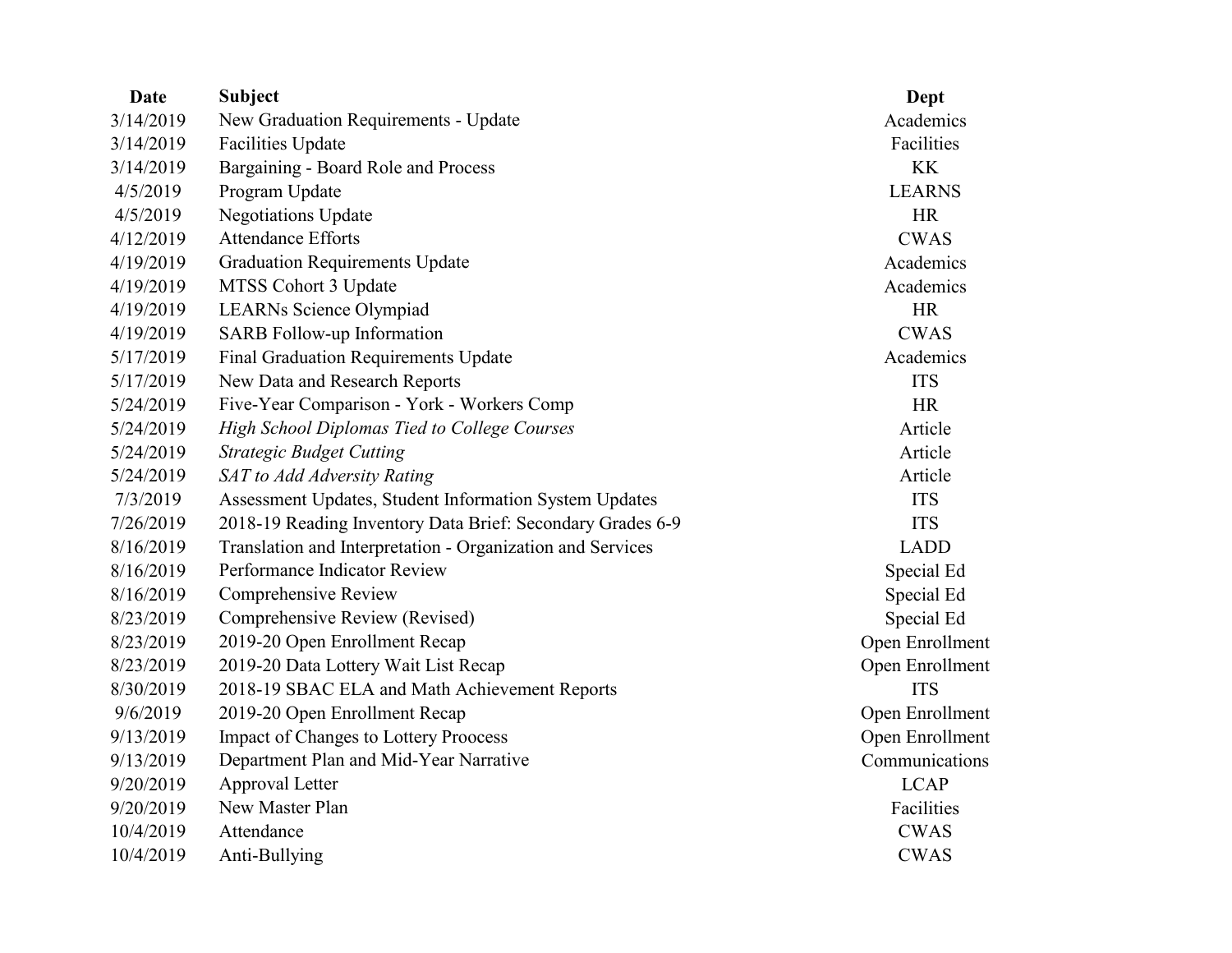| Date | Subject | Dept |
|---|---|---|
| 3/14/2019 | New Graduation Requirements - Update | Academics |
| 3/14/2019 | Facilities Update | Facilities |
| 3/14/2019 | Bargaining - Board Role and Process | KK |
| 4/5/2019 | Program Update | LEARNS |
| 4/5/2019 | Negotiations Update | HR |
| 4/12/2019 | Attendance Efforts | CWAS |
| 4/19/2019 | Graduation Requirements Update | Academics |
| 4/19/2019 | MTSS Cohort 3 Update | Academics |
| 4/19/2019 | LEARNs Science Olympiad | HR |
| 4/19/2019 | SARB Follow-up Information | CWAS |
| 5/17/2019 | Final Graduation Requirements Update | Academics |
| 5/17/2019 | New Data and Research Reports | ITS |
| 5/24/2019 | Five-Year Comparison - York - Workers Comp | HR |
| 5/24/2019 | *High School Diplomas Tied to College Courses* | Article |
| 5/24/2019 | *Strategic Budget Cutting* | Article |
| 5/24/2019 | *SAT to Add Adversity Rating* | Article |
| 7/3/2019 | Assessment Updates, Student Information System Updates | ITS |
| 7/26/2019 | 2018-19 Reading Inventory Data Brief: Secondary Grades 6-9 | ITS |
| 8/16/2019 | Translation and Interpretation - Organization and Services | LADD |
| 8/16/2019 | Performance Indicator Review | Special Ed |
| 8/16/2019 | Comprehensive Review | Special Ed |
| 8/23/2019 | Comprehensive Review (Revised) | Special Ed |
| 8/23/2019 | 2019-20 Open Enrollment Recap | Open Enrollment |
| 8/23/2019 | 2019-20 Data Lottery Wait List Recap | Open Enrollment |
| 8/30/2019 | 2018-19 SBAC ELA and Math Achievement Reports | ITS |
| 9/6/2019 | 2019-20 Open Enrollment Recap | Open Enrollment |
| 9/13/2019 | Impact of Changes to Lottery Proocess | Open Enrollment |
| 9/13/2019 | Department Plan and Mid-Year Narrative | Communications |
| 9/20/2019 | Approval Letter | LCAP |
| 9/20/2019 | New Master Plan | Facilities |
| 10/4/2019 | Attendance | CWAS |
| 10/4/2019 | Anti-Bullying | CWAS |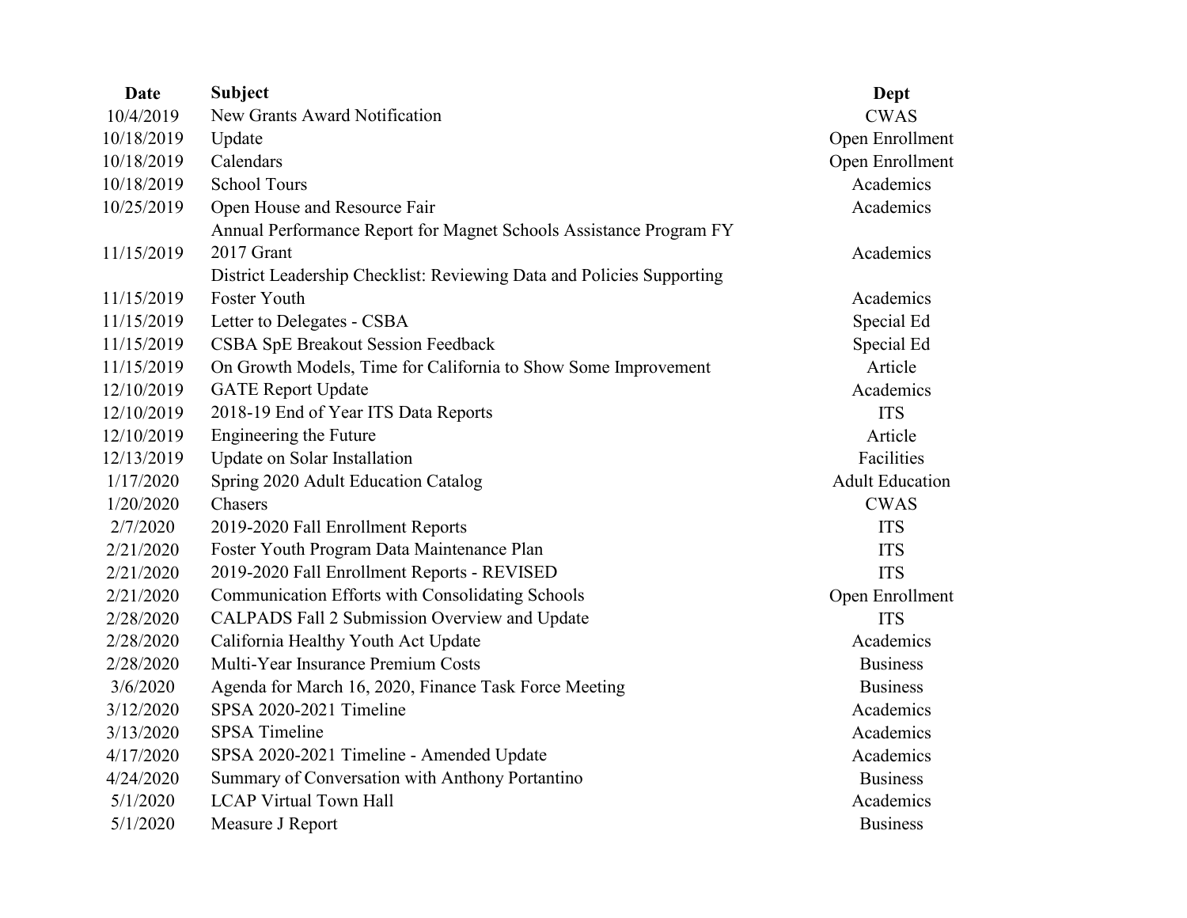| Date | Subject | Dept |
| --- | --- | --- |
| 10/4/2019 | New Grants Award Notification | CWAS |
| 10/18/2019 | Update | Open Enrollment |
| 10/18/2019 | Calendars | Open Enrollment |
| 10/18/2019 | School Tours | Academics |
| 10/25/2019 | Open House and Resource Fair | Academics |
| 11/15/2019 | Annual Performance Report for Magnet Schools Assistance Program FY 2017 Grant | Academics |
| 11/15/2019 | District Leadership Checklist: Reviewing Data and Policies Supporting Foster Youth | Academics |
| 11/15/2019 | Letter to Delegates - CSBA | Special Ed |
| 11/15/2019 | CSBA SpE Breakout Session Feedback | Special Ed |
| 11/15/2019 | On Growth Models, Time for California to Show Some Improvement | Article |
| 12/10/2019 | GATE Report Update | Academics |
| 12/10/2019 | 2018-19 End of Year ITS Data Reports | ITS |
| 12/10/2019 | Engineering the Future | Article |
| 12/13/2019 | Update on Solar Installation | Facilities |
| 1/17/2020 | Spring 2020 Adult Education Catalog | Adult Education |
| 1/20/2020 | Chasers | CWAS |
| 2/7/2020 | 2019-2020 Fall Enrollment Reports | ITS |
| 2/21/2020 | Foster Youth Program Data Maintenance Plan | ITS |
| 2/21/2020 | 2019-2020 Fall Enrollment Reports - REVISED | ITS |
| 2/21/2020 | Communication Efforts with Consolidating Schools | Open Enrollment |
| 2/28/2020 | CALPADS Fall 2 Submission Overview and Update | ITS |
| 2/28/2020 | California Healthy Youth Act Update | Academics |
| 2/28/2020 | Multi-Year Insurance Premium Costs | Business |
| 3/6/2020 | Agenda for March 16, 2020, Finance Task Force Meeting | Business |
| 3/12/2020 | SPSA 2020-2021 Timeline | Academics |
| 3/13/2020 | SPSA Timeline | Academics |
| 4/17/2020 | SPSA 2020-2021 Timeline - Amended Update | Academics |
| 4/24/2020 | Summary of Conversation with Anthony Portantino | Business |
| 5/1/2020 | LCAP Virtual Town Hall | Academics |
| 5/1/2020 | Measure J Report | Business |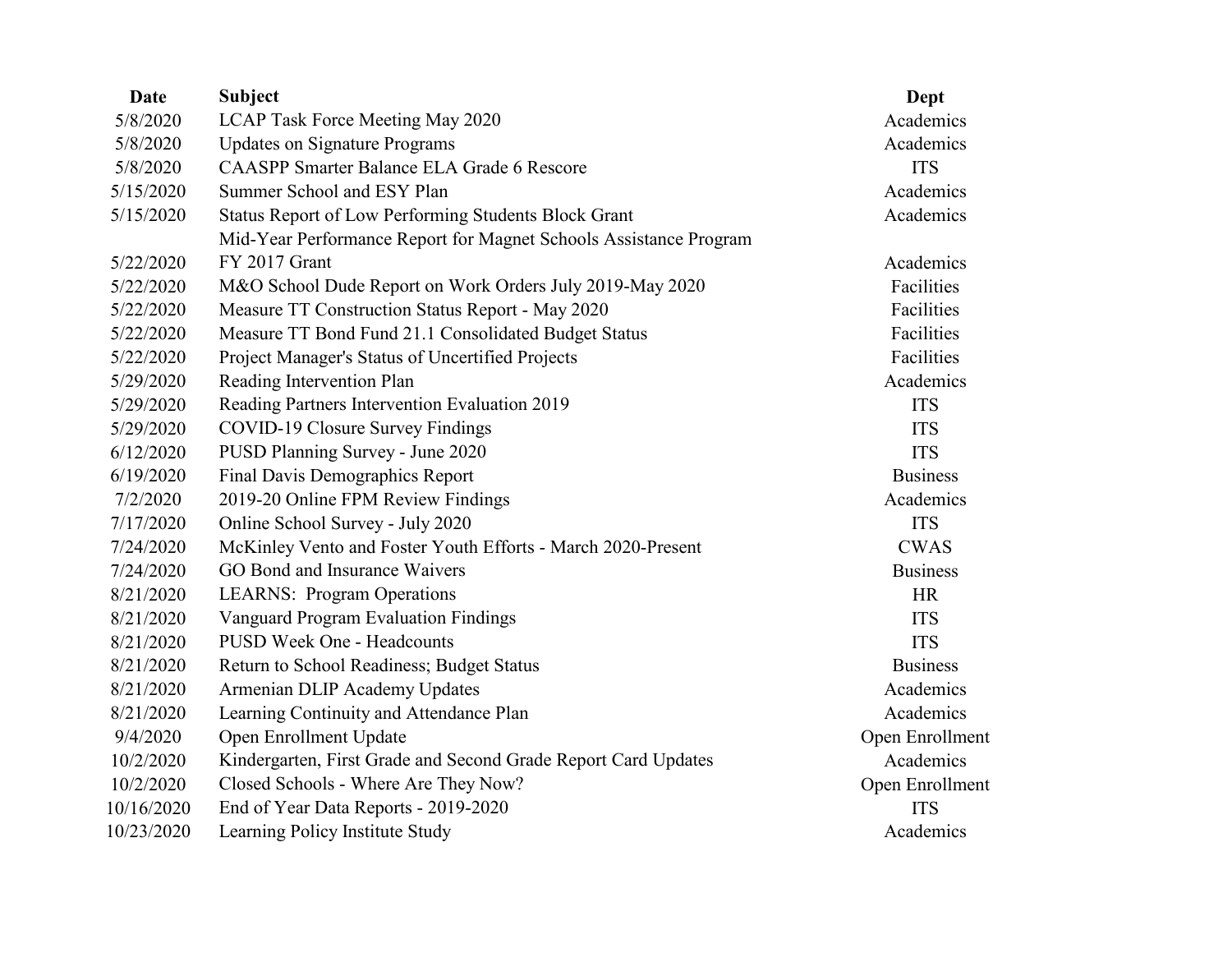| Date | Subject | Dept |
|---|---|---|
| 5/8/2020 | LCAP Task Force Meeting May 2020 | Academics |
| 5/8/2020 | Updates on Signature Programs | Academics |
| 5/8/2020 | CAASPP Smarter Balance ELA Grade 6 Rescore | ITS |
| 5/15/2020 | Summer School and ESY Plan | Academics |
| 5/15/2020 | Status Report of Low Performing Students Block Grant | Academics |
| 5/22/2020 | Mid-Year Performance Report for Magnet Schools Assistance Program FY 2017 Grant | Academics |
| 5/22/2020 | M&O School Dude Report on Work Orders July 2019-May 2020 | Facilities |
| 5/22/2020 | Measure TT Construction Status Report - May 2020 | Facilities |
| 5/22/2020 | Measure TT Bond Fund 21.1 Consolidated Budget Status | Facilities |
| 5/22/2020 | Project Manager's Status of Uncertified Projects | Facilities |
| 5/29/2020 | Reading Intervention Plan | Academics |
| 5/29/2020 | Reading Partners Intervention Evaluation 2019 | ITS |
| 5/29/2020 | COVID-19 Closure Survey Findings | ITS |
| 6/12/2020 | PUSD Planning Survey - June 2020 | ITS |
| 6/19/2020 | Final Davis Demographics Report | Business |
| 7/2/2020 | 2019-20 Online FPM Review Findings | Academics |
| 7/17/2020 | Online School Survey - July 2020 | ITS |
| 7/24/2020 | McKinley Vento and Foster Youth Efforts - March 2020-Present | CWAS |
| 7/24/2020 | GO Bond and Insurance Waivers | Business |
| 8/21/2020 | LEARNS: Program Operations | HR |
| 8/21/2020 | Vanguard Program Evaluation Findings | ITS |
| 8/21/2020 | PUSD Week One - Headcounts | ITS |
| 8/21/2020 | Return to School Readiness; Budget Status | Business |
| 8/21/2020 | Armenian DLIP Academy Updates | Academics |
| 8/21/2020 | Learning Continuity and Attendance Plan | Academics |
| 9/4/2020 | Open Enrollment Update | Open Enrollment |
| 10/2/2020 | Kindergarten, First Grade and Second Grade Report Card Updates | Academics |
| 10/2/2020 | Closed Schools - Where Are They Now? | Open Enrollment |
| 10/16/2020 | End of Year Data Reports - 2019-2020 | ITS |
| 10/23/2020 | Learning Policy Institute Study | Academics |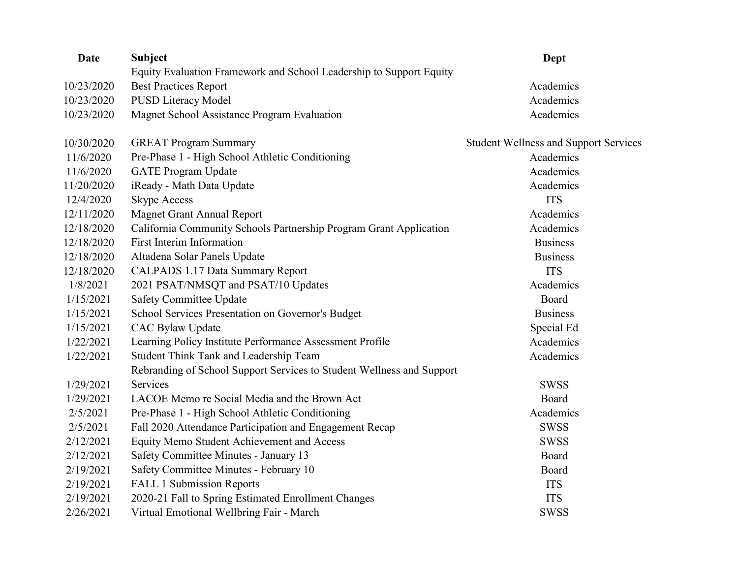| Date | Subject | Dept |
| --- | --- | --- |
| 10/23/2020 | Equity Evaluation Framework and School Leadership to Support Equity Best Practices Report | Academics |
| 10/23/2020 | PUSD Literacy Model | Academics |
| 10/23/2020 | Magnet School Assistance Program Evaluation | Academics |
| 10/30/2020 | GREAT Program Summary | Student Wellness and Support Services |
| 11/6/2020 | Pre-Phase 1 - High School Athletic Conditioning | Academics |
| 11/6/2020 | GATE Program Update | Academics |
| 11/20/2020 | iReady - Math Data Update | Academics |
| 12/4/2020 | Skype Access | ITS |
| 12/11/2020 | Magnet Grant Annual Report | Academics |
| 12/18/2020 | California Community Schools Partnership Program Grant Application | Academics |
| 12/18/2020 | First Interim Information | Business |
| 12/18/2020 | Altadena Solar Panels Update | Business |
| 12/18/2020 | CALPADS 1.17 Data Summary Report | ITS |
| 1/8/2021 | 2021 PSAT/NMSQT and PSAT/10 Updates | Academics |
| 1/15/2021 | Safety Committee Update | Board |
| 1/15/2021 | School Services Presentation on Governor's Budget | Business |
| 1/15/2021 | CAC Bylaw Update | Special Ed |
| 1/22/2021 | Learning Policy Institute Performance Assessment Profile | Academics |
| 1/22/2021 | Student Think Tank and Leadership Team | Academics |
| 1/29/2021 | Rebranding of School Support Services to Student Wellness and Support Services | SWSS |
| 1/29/2021 | LACOE Memo re Social Media and the Brown Act | Board |
| 2/5/2021 | Pre-Phase 1 - High School Athletic Conditioning | Academics |
| 2/5/2021 | Fall 2020 Attendance Participation and Engagement Recap | SWSS |
| 2/12/2021 | Equity Memo Student Achievement and Access | SWSS |
| 2/12/2021 | Safety Committee Minutes - January 13 | Board |
| 2/19/2021 | Safety Committee Minutes - February 10 | Board |
| 2/19/2021 | FALL 1 Submission Reports | ITS |
| 2/19/2021 | 2020-21 Fall to Spring Estimated Enrollment Changes | ITS |
| 2/26/2021 | Virtual Emotional Wellbring Fair - March | SWSS |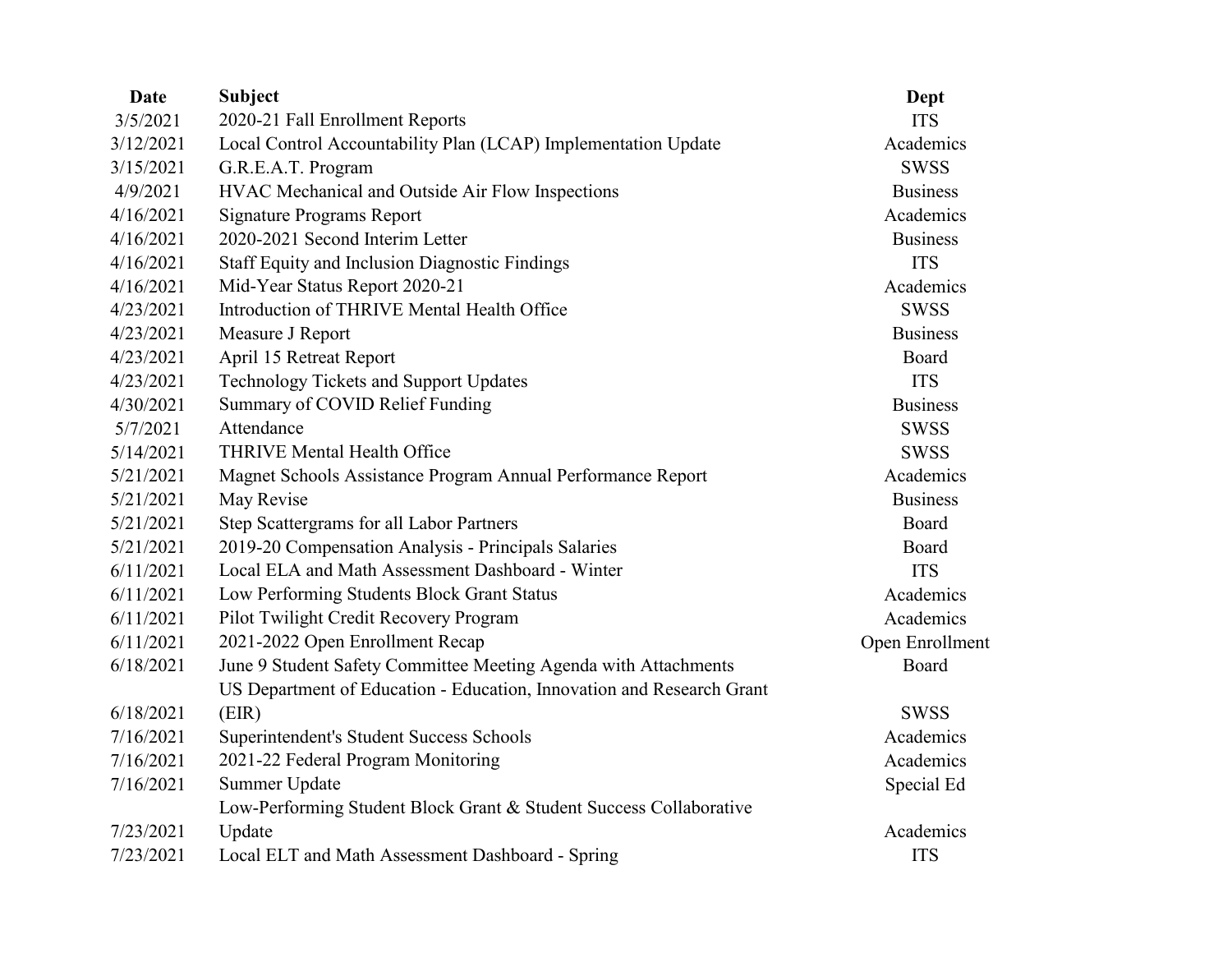| Date | Subject | Dept |
|---|---|---|
| 3/5/2021 | 2020-21 Fall Enrollment Reports | ITS |
| 3/12/2021 | Local Control Accountability Plan (LCAP) Implementation Update | Academics |
| 3/15/2021 | G.R.E.A.T. Program | SWSS |
| 4/9/2021 | HVAC Mechanical and Outside Air Flow Inspections | Business |
| 4/16/2021 | Signature Programs Report | Academics |
| 4/16/2021 | 2020-2021 Second Interim Letter | Business |
| 4/16/2021 | Staff Equity and Inclusion Diagnostic Findings | ITS |
| 4/16/2021 | Mid-Year Status Report 2020-21 | Academics |
| 4/23/2021 | Introduction of THRIVE Mental Health Office | SWSS |
| 4/23/2021 | Measure J Report | Business |
| 4/23/2021 | April 15 Retreat Report | Board |
| 4/23/2021 | Technology Tickets and Support Updates | ITS |
| 4/30/2021 | Summary of COVID Relief Funding | Business |
| 5/7/2021 | Attendance | SWSS |
| 5/14/2021 | THRIVE Mental Health Office | SWSS |
| 5/21/2021 | Magnet Schools Assistance Program Annual Performance Report | Academics |
| 5/21/2021 | May Revise | Business |
| 5/21/2021 | Step Scattergrams for all Labor Partners | Board |
| 5/21/2021 | 2019-20 Compensation Analysis - Principals Salaries | Board |
| 6/11/2021 | Local ELA and Math Assessment Dashboard - Winter | ITS |
| 6/11/2021 | Low Performing Students Block Grant Status | Academics |
| 6/11/2021 | Pilot Twilight Credit Recovery Program | Academics |
| 6/11/2021 | 2021-2022 Open Enrollment Recap | Open Enrollment |
| 6/18/2021 | June 9 Student Safety Committee Meeting Agenda with Attachments | Board |
| 6/18/2021 | US Department of Education - Education, Innovation and Research Grant (EIR) | SWSS |
| 7/16/2021 | Superintendent's Student Success Schools | Academics |
| 7/16/2021 | 2021-22 Federal Program Monitoring | Academics |
| 7/16/2021 | Summer Update | Special Ed |
| 7/23/2021 | Low-Performing Student Block Grant & Student Success Collaborative Update | Academics |
| 7/23/2021 | Local ELT and Math Assessment Dashboard - Spring | ITS |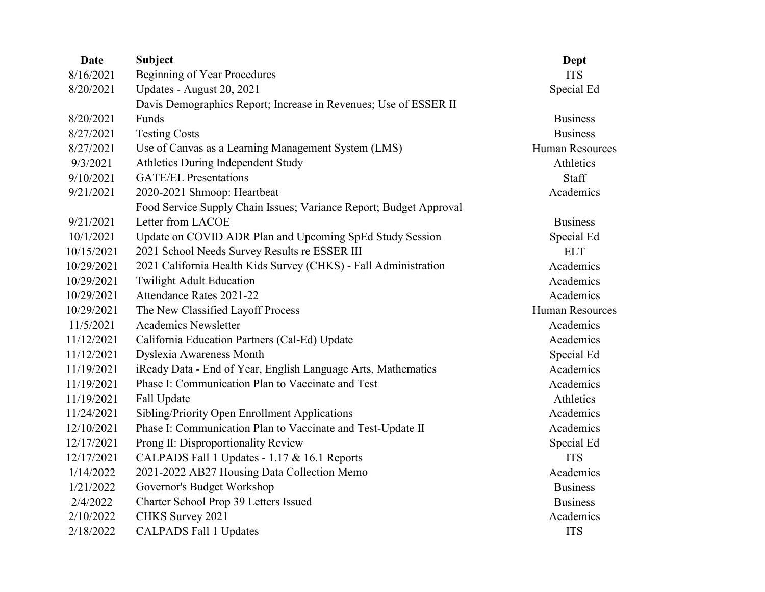| Date | Subject | Dept |
|---|---|---|
| 8/16/2021 | Beginning of Year Procedures | ITS |
| 8/20/2021 | Updates - August 20, 2021 | Special Ed |
| 8/20/2021 | Davis Demographics Report; Increase in Revenues; Use of ESSER II Funds | Business |
| 8/27/2021 | Testing Costs | Business |
| 8/27/2021 | Use of Canvas as a Learning Management System (LMS) | Human Resources |
| 9/3/2021 | Athletics During Independent Study | Athletics |
| 9/10/2021 | GATE/EL Presentations | Staff |
| 9/21/2021 | 2020-2021 Shmoop: Heartbeat | Academics |
| 9/21/2021 | Food Service Supply Chain Issues; Variance Report; Budget Approval Letter from LACOE | Business |
| 10/1/2021 | Update on COVID ADR Plan and Upcoming SpEd Study Session | Special Ed |
| 10/15/2021 | 2021 School Needs Survey Results re ESSER III | ELT |
| 10/29/2021 | 2021 California Health Kids Survey (CHKS) - Fall Administration | Academics |
| 10/29/2021 | Twilight Adult Education | Academics |
| 10/29/2021 | Attendance Rates 2021-22 | Academics |
| 10/29/2021 | The New Classified Layoff Process | Human Resources |
| 11/5/2021 | Academics Newsletter | Academics |
| 11/12/2021 | California Education Partners (Cal-Ed) Update | Academics |
| 11/12/2021 | Dyslexia Awareness Month | Special Ed |
| 11/19/2021 | iReady Data - End of Year, English Language Arts, Mathematics | Academics |
| 11/19/2021 | Phase I: Communication Plan to Vaccinate and Test | Academics |
| 11/19/2021 | Fall Update | Athletics |
| 11/24/2021 | Sibling/Priority Open Enrollment Applications | Academics |
| 12/10/2021 | Phase I: Communication Plan to Vaccinate and Test-Update II | Academics |
| 12/17/2021 | Prong II: Disproportionality Review | Special Ed |
| 12/17/2021 | CALPADS Fall 1 Updates - 1.17 & 16.1 Reports | ITS |
| 1/14/2022 | 2021-2022 AB27 Housing Data Collection Memo | Academics |
| 1/21/2022 | Governor's Budget Workshop | Business |
| 2/4/2022 | Charter School Prop 39 Letters Issued | Business |
| 2/10/2022 | CHKS Survey 2021 | Academics |
| 2/18/2022 | CALPADS Fall 1 Updates | ITS |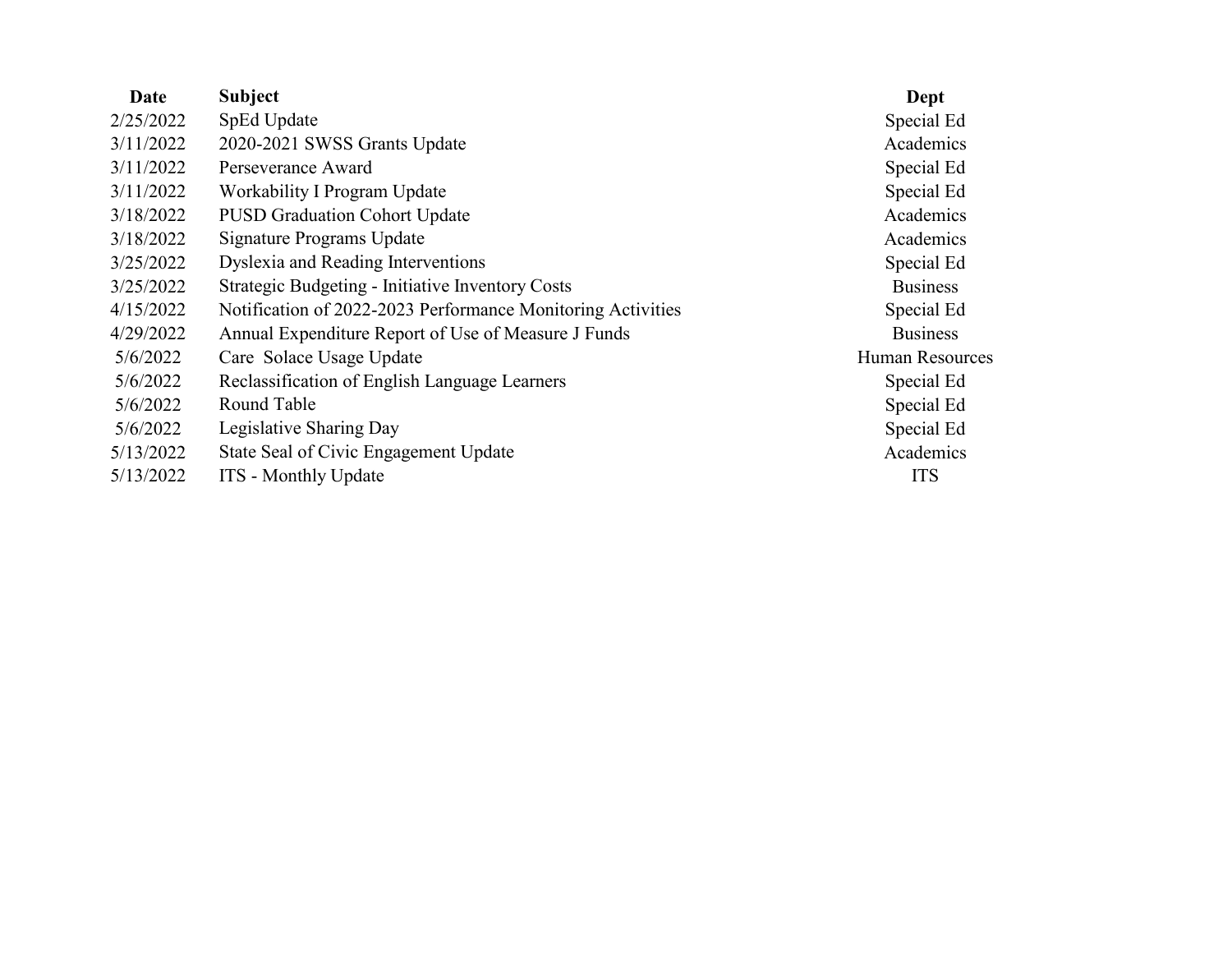| Date | Subject | Dept |
|---|---|---|
| 2/25/2022 | SpEd Update | Special Ed |
| 3/11/2022 | 2020-2021 SWSS Grants Update | Academics |
| 3/11/2022 | Perseverance Award | Special Ed |
| 3/11/2022 | Workability I Program Update | Special Ed |
| 3/18/2022 | PUSD Graduation Cohort Update | Academics |
| 3/18/2022 | Signature Programs Update | Academics |
| 3/25/2022 | Dyslexia and Reading Interventions | Special Ed |
| 3/25/2022 | Strategic Budgeting - Initiative Inventory Costs | Business |
| 4/15/2022 | Notification of 2022-2023 Performance Monitoring Activities | Special Ed |
| 4/29/2022 | Annual Expenditure Report of Use of Measure J Funds | Business |
| 5/6/2022 | Care Solace Usage Update | Human Resources |
| 5/6/2022 | Reclassification of English Language Learners | Special Ed |
| 5/6/2022 | Round Table | Special Ed |
| 5/6/2022 | Legislative Sharing Day | Special Ed |
| 5/13/2022 | State Seal of Civic Engagement Update | Academics |
| 5/13/2022 | ITS - Monthly Update | ITS |